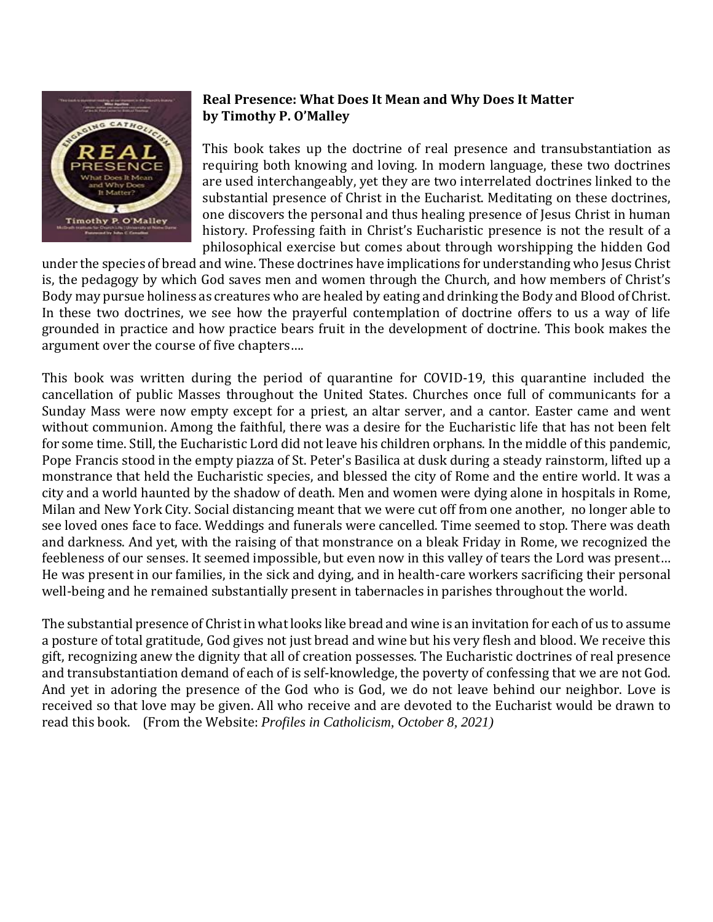**Real Presence: What Does It Mean and Why Does It Matter**
**by Timothy P. O'Malley**

This book takes up the doctrine of real presence and transubstantiation as requiring both knowing and loving. In modern language, these two doctrines are used interchangeably, yet they are two interrelated doctrines linked to the substantial presence of Christ in the Eucharist. Meditating on these doctrines, one discovers the personal and thus healing presence of Jesus Christ in human history. Professing faith in Christ's Eucharistic presence is not the result of a philosophical exercise but comes about through worshipping the hidden God under the species of bread and wine. These doctrines have implications for understanding who Jesus Christ is, the pedagogy by which God saves men and women through the Church, and how members of Christ's Body may pursue holiness as creatures who are healed by eating and drinking the Body and Blood of Christ. In these two doctrines, we see how the prayerful contemplation of doctrine offers to us a way of life grounded in practice and how practice bears fruit in the development of doctrine. This book makes the argument over the course of five chapters….

This book was written during the period of quarantine for COVID-19, this quarantine included the cancellation of public Masses throughout the United States. Churches once full of communicants for a Sunday Mass were now empty except for a priest, an altar server, and a cantor. Easter came and went without communion. Among the faithful, there was a desire for the Eucharistic life that has not been felt for some time. Still, the Eucharistic Lord did not leave his children orphans. In the middle of this pandemic, Pope Francis stood in the empty piazza of St. Peter's Basilica at dusk during a steady rainstorm, lifted up a monstrance that held the Eucharistic species, and blessed the city of Rome and the entire world. It was a city and a world haunted by the shadow of death. Men and women were dying alone in hospitals in Rome, Milan and New York City. Social distancing meant that we were cut off from one another, no longer able to see loved ones face to face. Weddings and funerals were cancelled. Time seemed to stop. There was death and darkness. And yet, with the raising of that monstrance on a bleak Friday in Rome, we recognized the feebleness of our senses. It seemed impossible, but even now in this valley of tears the Lord was present… He was present in our families, in the sick and dying, and in health-care workers sacrificing their personal well-being and he remained substantially present in tabernacles in parishes throughout the world.

The substantial presence of Christ in what looks like bread and wine is an invitation for each of us to assume a posture of total gratitude, God gives not just bread and wine but his very flesh and blood. We receive this gift, recognizing anew the dignity that all of creation possesses. The Eucharistic doctrines of real presence and transubstantiation demand of each of is self-knowledge, the poverty of confessing that we are not God. And yet in adoring the presence of the God who is God, we do not leave behind our neighbor. Love is received so that love may be given. All who receive and are devoted to the Eucharist would be drawn to read this book. (From the Website: *Profiles in Catholicism*, *October 8*, *2021)*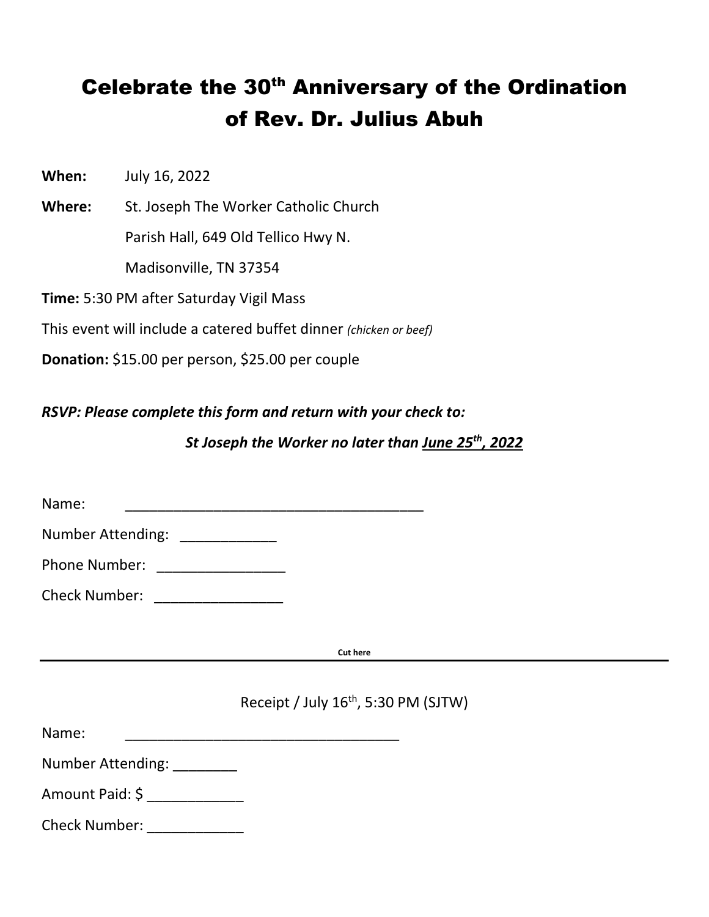# Celebrate the 30th Anniversary of the Ordination of Rev. Dr. Julius Abuh

**When:** July 16, 2022

**Where:** St. Joseph The Worker Catholic Church
Parish Hall, 649 Old Tellico Hwy N.
Madisonville, TN 37354

**Time:** 5:30 PM after Saturday Vigil Mass

This event will include a catered buffet dinner *(chicken or beef)*

**Donation:** $15.00 per person, $25.00 per couple

***RSVP: Please complete this form and return with your check to:***

***St Joseph the Worker no later than June 25th, 2022***

Name: ______________________________________

Number Attending: ____________

Phone Number: ________________

Check Number: ________________

**Cut here**

---

Receipt / July 16th, 5:30 PM (SJTW)

Name: ___________________________________

Number Attending: ________

Amount Paid: $ ____________

Check Number: ____________